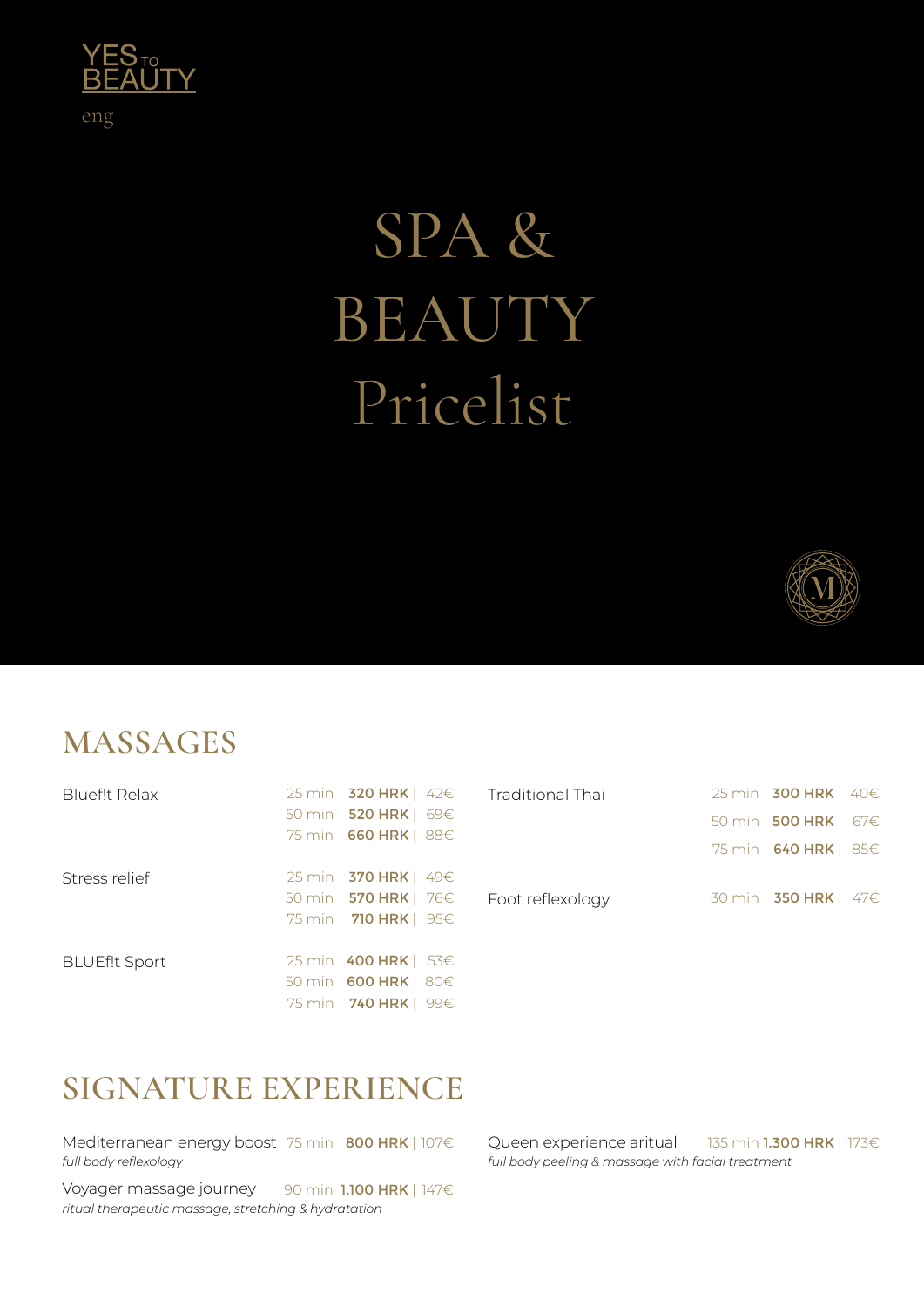YES TO BEAUTY

eng

# SPA & BEAUTY Pricelist

## MASSAGES

| Massage | Duration | HRK | EUR |
|---|---|---|---|
| Bluef!t Relax | 25 min | **320 HRK** | 42€ |
| | 50 min | **520 HRK** | 69€ |
| | 75 min | **660 HRK** | 88€ |
| Stress relief | 25 min | **370 HRK** | 49€ |
| | 50 min | **570 HRK** | 76€ |
| | 75 min | **710 HRK** | 95€ |
| BLUEf!t Sport | 25 min | **400 HRK** | 53€ |
| | 50 min | **600 HRK** | 80€ |
| | 75 min | **740 HRK** | 99€ |
| Traditional Thai | 25 min | **300 HRK** | 40€ |
| | 50 min | **500 HRK** | 67€ |
| | 75 min | **640 HRK** | 85€ |
| Foot reflexology | 30 min | **350 HRK** | 47€ |

## SIGNATURE EXPERIENCE

Mediterranean energy boost 75 min **800 HRK** | 107€
*full body reflexology*

Voyager massage journey 90 min **1.100 HRK** | 147€
*ritual therapeutic massage, stretching & hydratation*

Queen experience aritual 135 min **1.300 HRK** | 173€
*full body peeling & massage with facial treatment*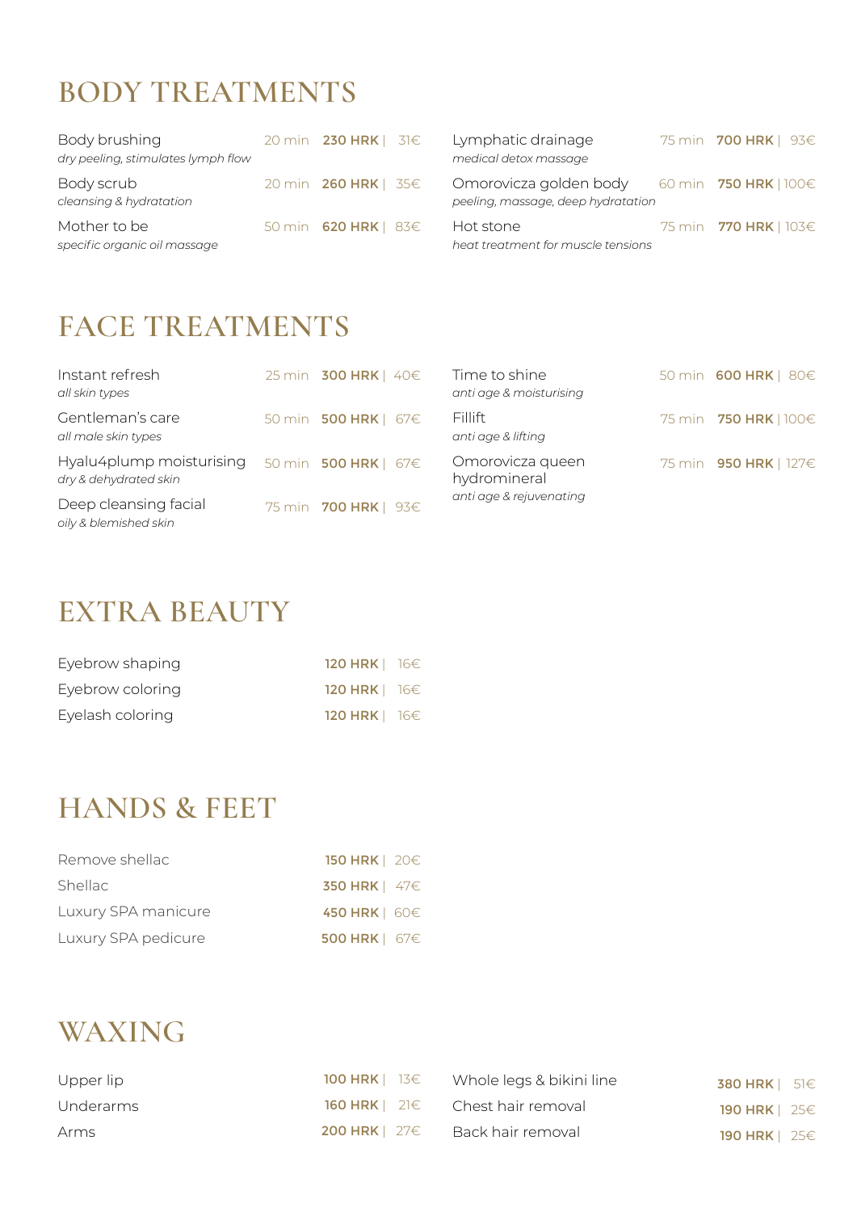# BODY TREATMENTS

| Treatment | Duration | Price |
|---|---|---|
| Body brushing<br>*dry peeling, stimulates lymph flow* | 20 min | **230 HRK** \| 31€ |
| Body scrub<br>*cleansing & hydratation* | 20 min | **260 HRK** \| 35€ |
| Mother to be<br>*specific organic oil massage* | 50 min | **620 HRK** \| 83€ |
| Lymphatic drainage<br>*medical detox massage* | 75 min | **700 HRK** \| 93€ |
| Omorovicza golden body<br>*peeling, massage, deep hydratation* | 60 min | **750 HRK** \| 100€ |
| Hot stone<br>*heat treatment for muscle tensions* | 75 min | **770 HRK** \| 103€ |

# FACE TREATMENTS

| Treatment | Duration | Price |
|---|---|---|
| Instant refresh<br>*all skin types* | 25 min | **300 HRK** \| 40€ |
| Gentleman's care<br>*all male skin types* | 50 min | **500 HRK** \| 67€ |
| Hyalu4plump moisturising<br>*dry & dehydrated skin* | 50 min | **500 HRK** \| 67€ |
| Deep cleansing facial<br>*oily & blemished skin* | 75 min | **700 HRK** \| 93€ |
| Time to shine<br>*anti age & moisturising* | 50 min | **600 HRK** \| 80€ |
| Fillift<br>*anti age & lifting* | 75 min | **750 HRK** \| 100€ |
| Omorovicza queen hydromineral<br>*anti age & rejuvenating* | 75 min | **950 HRK** \| 127€ |

# EXTRA BEAUTY

| Treatment | Price |
|---|---|
| Eyebrow shaping | **120 HRK** \| 16€ |
| Eyebrow coloring | **120 HRK** \| 16€ |
| Eyelash coloring | **120 HRK** \| 16€ |

# HANDS & FEET

| Treatment | Price |
|---|---|
| Remove shellac | **150 HRK** \| 20€ |
| Shellac | **350 HRK** \| 47€ |
| Luxury SPA manicure | **450 HRK** \| 60€ |
| Luxury SPA pedicure | **500 HRK** \| 67€ |

# WAXING

| Treatment | Price |
|---|---|
| Upper lip | **100 HRK** \| 13€ |
| Underarms | **160 HRK** \| 21€ |
| Arms | **200 HRK** \| 27€ |
| Whole legs & bikini line | **380 HRK** \| 51€ |
| Chest hair removal | **190 HRK** \| 25€ |
| Back hair removal | **190 HRK** \| 25€ |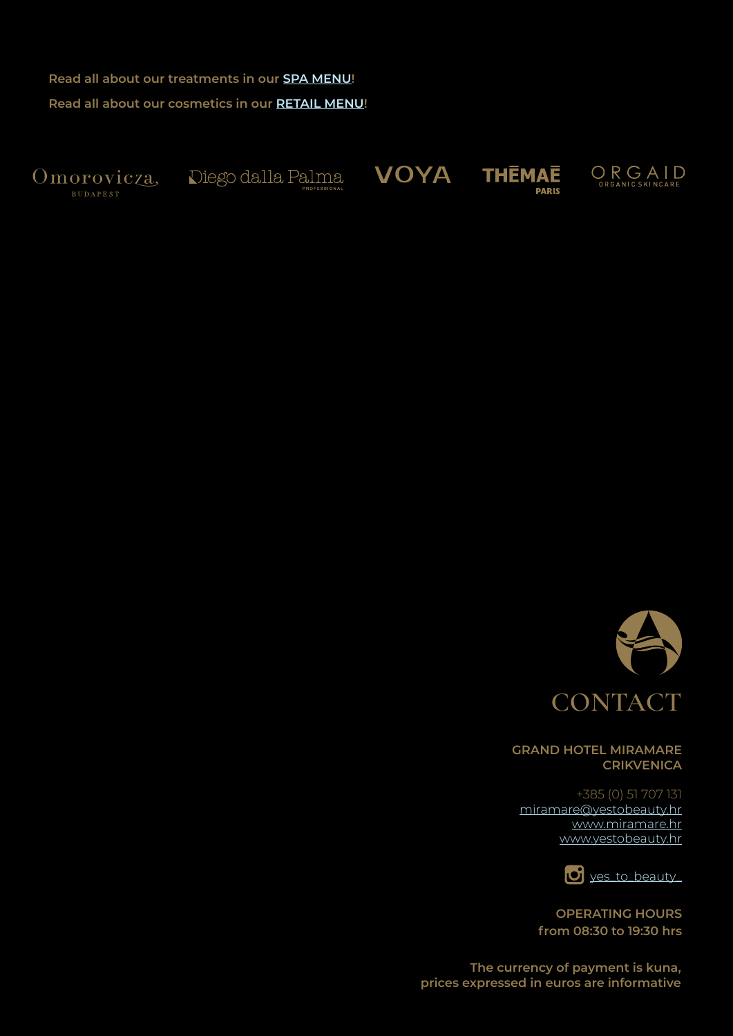Read all about our treatments in our **SPA MENU**!

Read all about our cosmetics in our **RETAIL MENU**!

Omorovicza, BUDAPEST    Diego dalla Palma PROFESSIONAL    VOYA    THĒMAĒ PARIS    ORGAID ORGANIC SKINCARE

# CONTACT

**GRAND HOTEL MIRAMARE**
**CRIKVENICA**

+385 (0) 51 707 131
miramare@yestobeauty.hr
www.miramare.hr
www.yestobeauty.hr

yes_to_beauty_

**OPERATING HOURS**
**from 08:30 to 19:30 hrs**

**The currency of payment is kuna,**
**prices expressed in euros are informative**